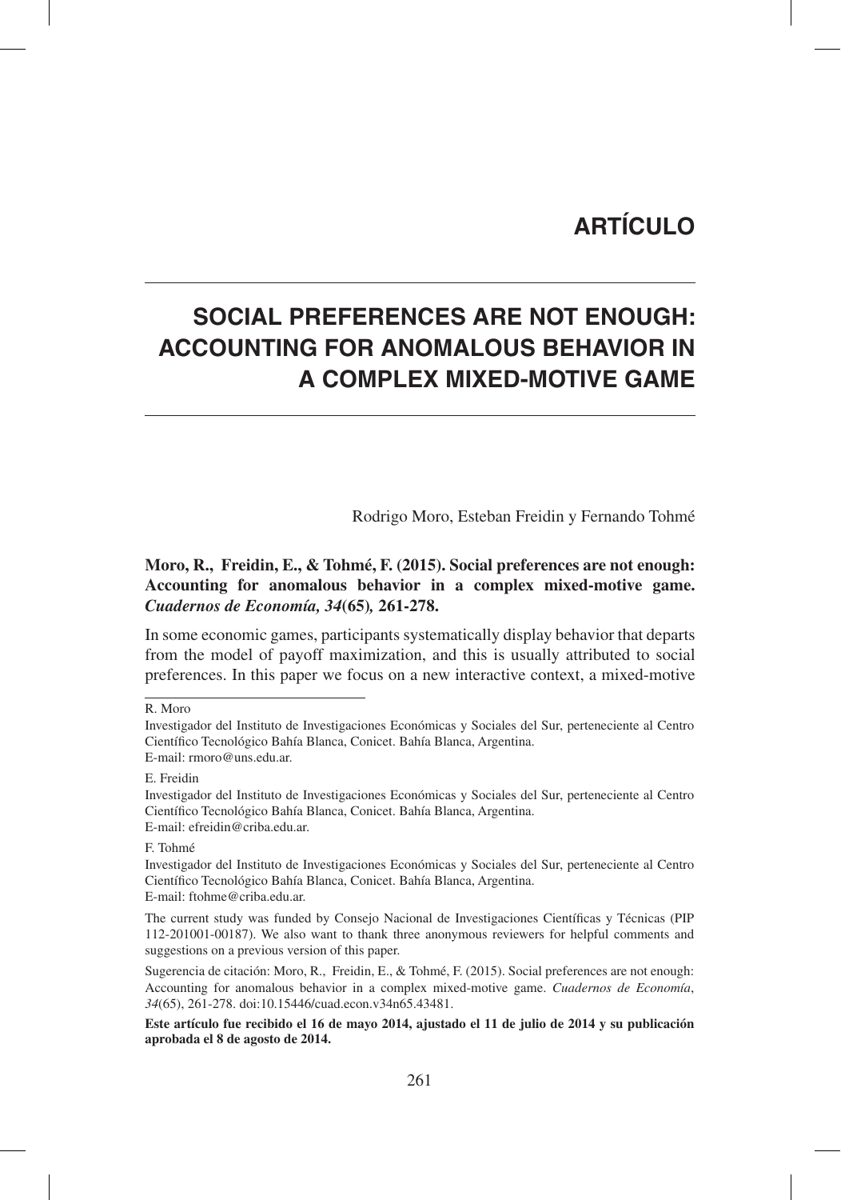# ARTÍCULO

# SOCIAL PREFERENCES ARE NOT ENOUGH: ACCOUNTING FOR ANOMALOUS BEHAVIOR IN A COMPLEX MIXED-MOTIVE GAME

Rodrigo Moro, Esteban Freidin y Fernando Tohmé

**Moro, R., Freidin, E., & Tohmé, F. (2015). Social preferences are not enough: Accounting for anomalous behavior in a complex mixed-motive game. *Cuadernos de Economía, 34*(65), 261-278.**

In some economic games, participants systematically display behavior that departs from the model of payoff maximization, and this is usually attributed to social preferences. In this paper we focus on a new interactive context, a mixed-motive

---

R. Moro

Investigador del Instituto de Investigaciones Económicas y Sociales del Sur, perteneciente al Centro Científico Tecnológico Bahía Blanca, Conicet. Bahía Blanca, Argentina.
E-mail: rmoro@uns.edu.ar.

E. Freidin

Investigador del Instituto de Investigaciones Económicas y Sociales del Sur, perteneciente al Centro Científico Tecnológico Bahía Blanca, Conicet. Bahía Blanca, Argentina.
E-mail: efreidin@criba.edu.ar.

F. Tohmé

Investigador del Instituto de Investigaciones Económicas y Sociales del Sur, perteneciente al Centro Científico Tecnológico Bahía Blanca, Conicet. Bahía Blanca, Argentina.
E-mail: ftohme@criba.edu.ar.

The current study was funded by Consejo Nacional de Investigaciones Científicas y Técnicas (PIP 112-201001-00187). We also want to thank three anonymous reviewers for helpful comments and suggestions on a previous version of this paper.

Sugerencia de citación: Moro, R., Freidin, E., & Tohmé, F. (2015). Social preferences are not enough: Accounting for anomalous behavior in a complex mixed-motive game. *Cuadernos de Economía*, *34*(65), 261-278. doi:10.15446/cuad.econ.v34n65.43481.

**Este artículo fue recibido el 16 de mayo 2014, ajustado el 11 de julio de 2014 y su publicación aprobada el 8 de agosto de 2014.**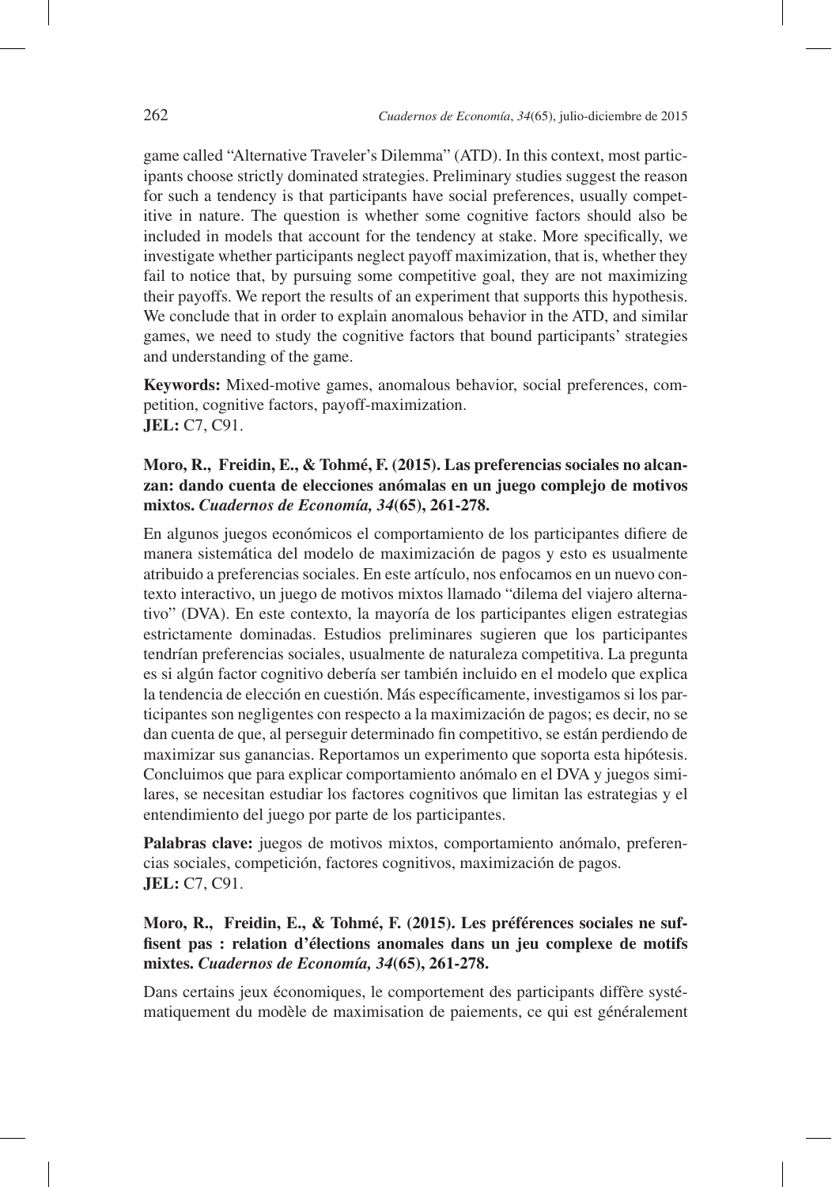game called "Alternative Traveler's Dilemma" (ATD). In this context, most participants choose strictly dominated strategies. Preliminary studies suggest the reason for such a tendency is that participants have social preferences, usually competitive in nature. The question is whether some cognitive factors should also be included in models that account for the tendency at stake. More specifically, we investigate whether participants neglect payoff maximization, that is, whether they fail to notice that, by pursuing some competitive goal, they are not maximizing their payoffs. We report the results of an experiment that supports this hypothesis. We conclude that in order to explain anomalous behavior in the ATD, and similar games, we need to study the cognitive factors that bound participants' strategies and understanding of the game.

**Keywords:** Mixed-motive games, anomalous behavior, social preferences, competition, cognitive factors, payoff-maximization.
**JEL:** C7, C91.

**Moro, R., Freidin, E., & Tohmé, F. (2015). Las preferencias sociales no alcanzan: dando cuenta de elecciones anómalas en un juego complejo de motivos mixtos. *Cuadernos de Economía, 34*(65), 261-278.**

En algunos juegos económicos el comportamiento de los participantes difiere de manera sistemática del modelo de maximización de pagos y esto es usualmente atribuido a preferencias sociales. En este artículo, nos enfocamos en un nuevo contexto interactivo, un juego de motivos mixtos llamado "dilema del viajero alternativo" (DVA). En este contexto, la mayoría de los participantes eligen estrategias estrictamente dominadas. Estudios preliminares sugieren que los participantes tendrían preferencias sociales, usualmente de naturaleza competitiva. La pregunta es si algún factor cognitivo debería ser también incluido en el modelo que explica la tendencia de elección en cuestión. Más específicamente, investigamos si los participantes son negligentes con respecto a la maximización de pagos; es decir, no se dan cuenta de que, al perseguir determinado fin competitivo, se están perdiendo de maximizar sus ganancias. Reportamos un experimento que soporta esta hipótesis. Concluimos que para explicar comportamiento anómalo en el DVA y juegos similares, se necesitan estudiar los factores cognitivos que limitan las estrategias y el entendimiento del juego por parte de los participantes.

**Palabras clave:** juegos de motivos mixtos, comportamiento anómalo, preferencias sociales, competición, factores cognitivos, maximización de pagos.
**JEL:** C7, C91.

**Moro, R., Freidin, E., & Tohmé, F. (2015). Les préférences sociales ne suffisent pas : relation d'élections anomales dans un jeu complexe de motifs mixtes. *Cuadernos de Economía, 34*(65), 261-278.**

Dans certains jeux économiques, le comportement des participants diffère systématiquement du modèle de maximisation de paiements, ce qui est généralement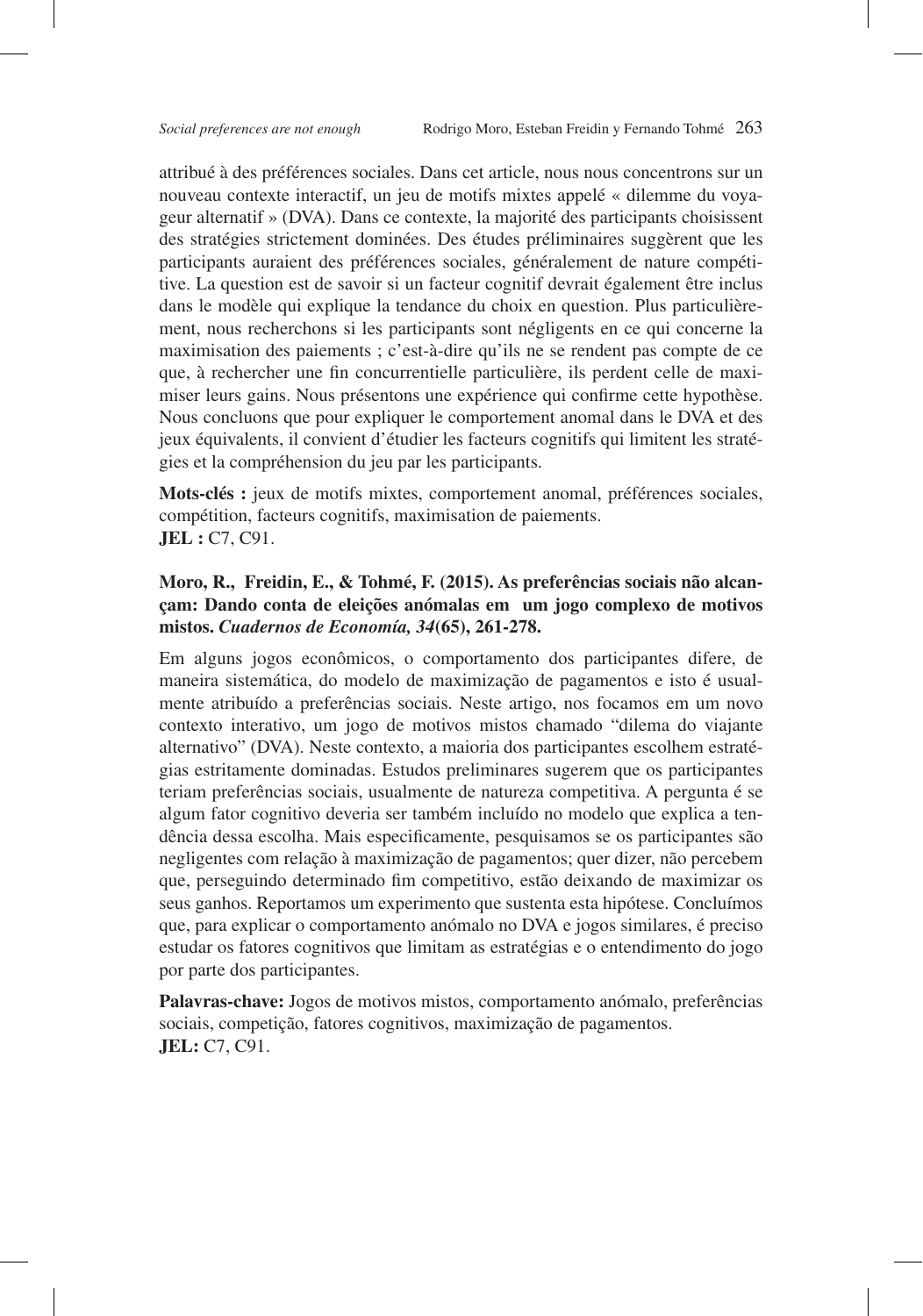attribué à des préférences sociales. Dans cet article, nous nous concentrons sur un nouveau contexte interactif, un jeu de motifs mixtes appelé « dilemme du voyageur alternatif » (DVA). Dans ce contexte, la majorité des participants choisissent des stratégies strictement dominées. Des études préliminaires suggèrent que les participants auraient des préférences sociales, généralement de nature compétitive. La question est de savoir si un facteur cognitif devrait également être inclus dans le modèle qui explique la tendance du choix en question. Plus particulièrement, nous recherchons si les participants sont négligents en ce qui concerne la maximisation des paiements ; c'est-à-dire qu'ils ne se rendent pas compte de ce que, à rechercher une fin concurrentielle particulière, ils perdent celle de maximiser leurs gains. Nous présentons une expérience qui confirme cette hypothèse. Nous concluons que pour expliquer le comportement anomal dans le DVA et des jeux équivalents, il convient d'étudier les facteurs cognitifs qui limitent les stratégies et la compréhension du jeu par les participants.

**Mots-clés :** jeux de motifs mixtes, comportement anomal, préférences sociales, compétition, facteurs cognitifs, maximisation de paiements.
**JEL :** C7, C91.

**Moro, R., Freidin, E., & Tohmé, F. (2015). As preferências sociais não alcançam: Dando conta de eleições anómalas em um jogo complexo de motivos mistos. *Cuadernos de Economía, 34*(65), 261-278.**

Em alguns jogos econômicos, o comportamento dos participantes difere, de maneira sistemática, do modelo de maximização de pagamentos e isto é usualmente atribuído a preferências sociais. Neste artigo, nos focamos em um novo contexto interativo, um jogo de motivos mistos chamado "dilema do viajante alternativo" (DVA). Neste contexto, a maioria dos participantes escolhem estratégias estritamente dominadas. Estudos preliminares sugerem que os participantes teriam preferências sociais, usualmente de natureza competitiva. A pergunta é se algum fator cognitivo deveria ser também incluído no modelo que explica a tendência dessa escolha. Mais especificamente, pesquisamos se os participantes são negligentes com relação à maximização de pagamentos; quer dizer, não percebem que, perseguindo determinado fim competitivo, estão deixando de maximizar os seus ganhos. Reportamos um experimento que sustenta esta hipótese. Concluímos que, para explicar o comportamento anómalo no DVA e jogos similares, é preciso estudar os fatores cognitivos que limitam as estratégias e o entendimento do jogo por parte dos participantes.

**Palavras-chave:** Jogos de motivos mistos, comportamento anómalo, preferências sociais, competição, fatores cognitivos, maximização de pagamentos.
**JEL:** C7, C91.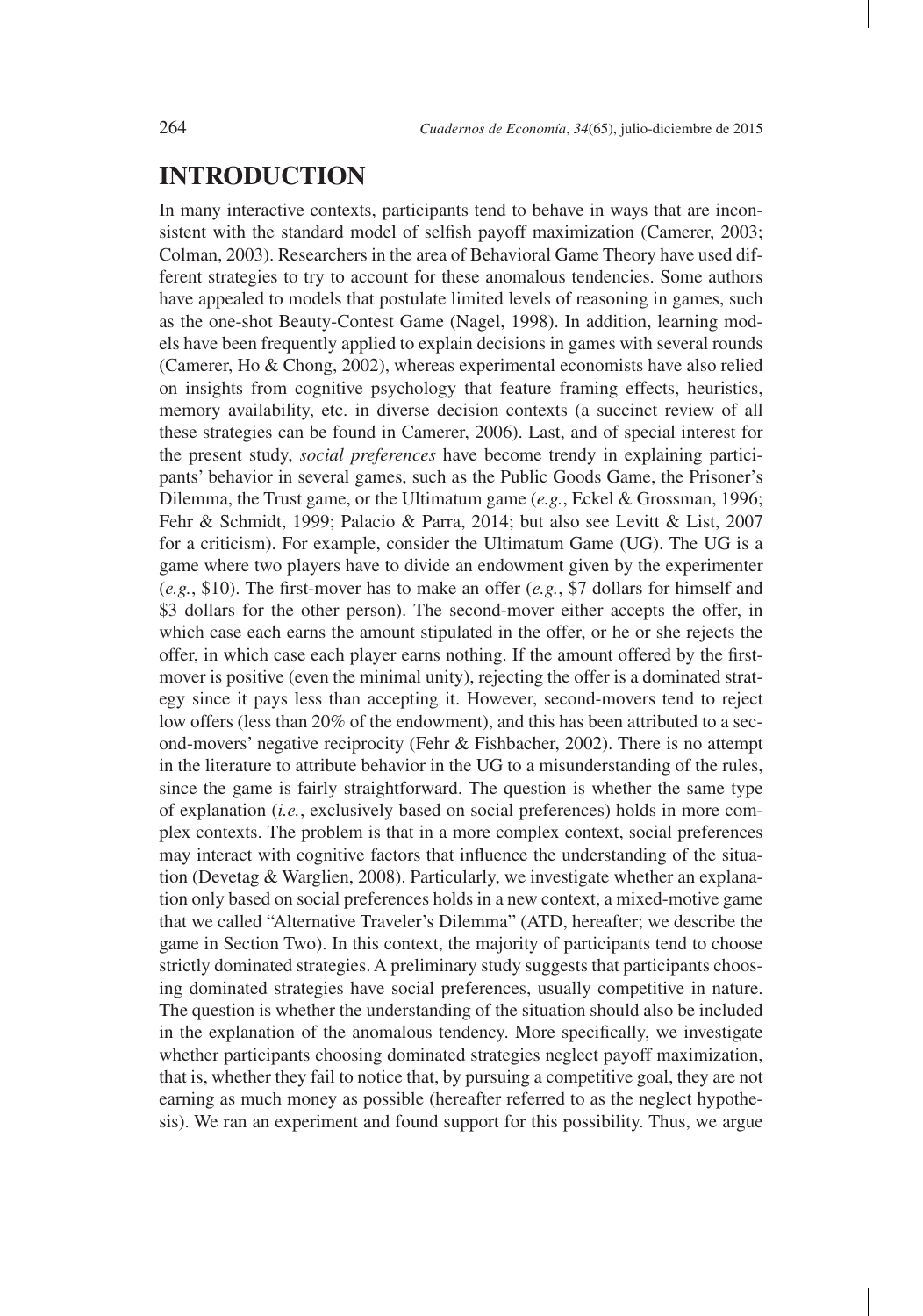# INTRODUCTION

In many interactive contexts, participants tend to behave in ways that are inconsistent with the standard model of selfish payoff maximization (Camerer, 2003; Colman, 2003). Researchers in the area of Behavioral Game Theory have used different strategies to try to account for these anomalous tendencies. Some authors have appealed to models that postulate limited levels of reasoning in games, such as the one-shot Beauty-Contest Game (Nagel, 1998). In addition, learning models have been frequently applied to explain decisions in games with several rounds (Camerer, Ho & Chong, 2002), whereas experimental economists have also relied on insights from cognitive psychology that feature framing effects, heuristics, memory availability, etc. in diverse decision contexts (a succinct review of all these strategies can be found in Camerer, 2006). Last, and of special interest for the present study, *social preferences* have become trendy in explaining participants' behavior in several games, such as the Public Goods Game, the Prisoner's Dilemma, the Trust game, or the Ultimatum game (*e.g.*, Eckel & Grossman, 1996; Fehr & Schmidt, 1999; Palacio & Parra, 2014; but also see Levitt & List, 2007 for a criticism). For example, consider the Ultimatum Game (UG). The UG is a game where two players have to divide an endowment given by the experimenter (*e.g.*, $10). The first-mover has to make an offer (*e.g.*, $7 dollars for himself and $3 dollars for the other person). The second-mover either accepts the offer, in which case each earns the amount stipulated in the offer, or he or she rejects the offer, in which case each player earns nothing. If the amount offered by the first-mover is positive (even the minimal unity), rejecting the offer is a dominated strategy since it pays less than accepting it. However, second-movers tend to reject low offers (less than 20% of the endowment), and this has been attributed to a second-movers' negative reciprocity (Fehr & Fishbacher, 2002). There is no attempt in the literature to attribute behavior in the UG to a misunderstanding of the rules, since the game is fairly straightforward. The question is whether the same type of explanation (*i.e.*, exclusively based on social preferences) holds in more complex contexts. The problem is that in a more complex context, social preferences may interact with cognitive factors that influence the understanding of the situation (Devetag & Warglien, 2008). Particularly, we investigate whether an explanation only based on social preferences holds in a new context, a mixed-motive game that we called "Alternative Traveler's Dilemma" (ATD, hereafter; we describe the game in Section Two). In this context, the majority of participants tend to choose strictly dominated strategies. A preliminary study suggests that participants choosing dominated strategies have social preferences, usually competitive in nature. The question is whether the understanding of the situation should also be included in the explanation of the anomalous tendency. More specifically, we investigate whether participants choosing dominated strategies neglect payoff maximization, that is, whether they fail to notice that, by pursuing a competitive goal, they are not earning as much money as possible (hereafter referred to as the neglect hypothesis). We ran an experiment and found support for this possibility. Thus, we argue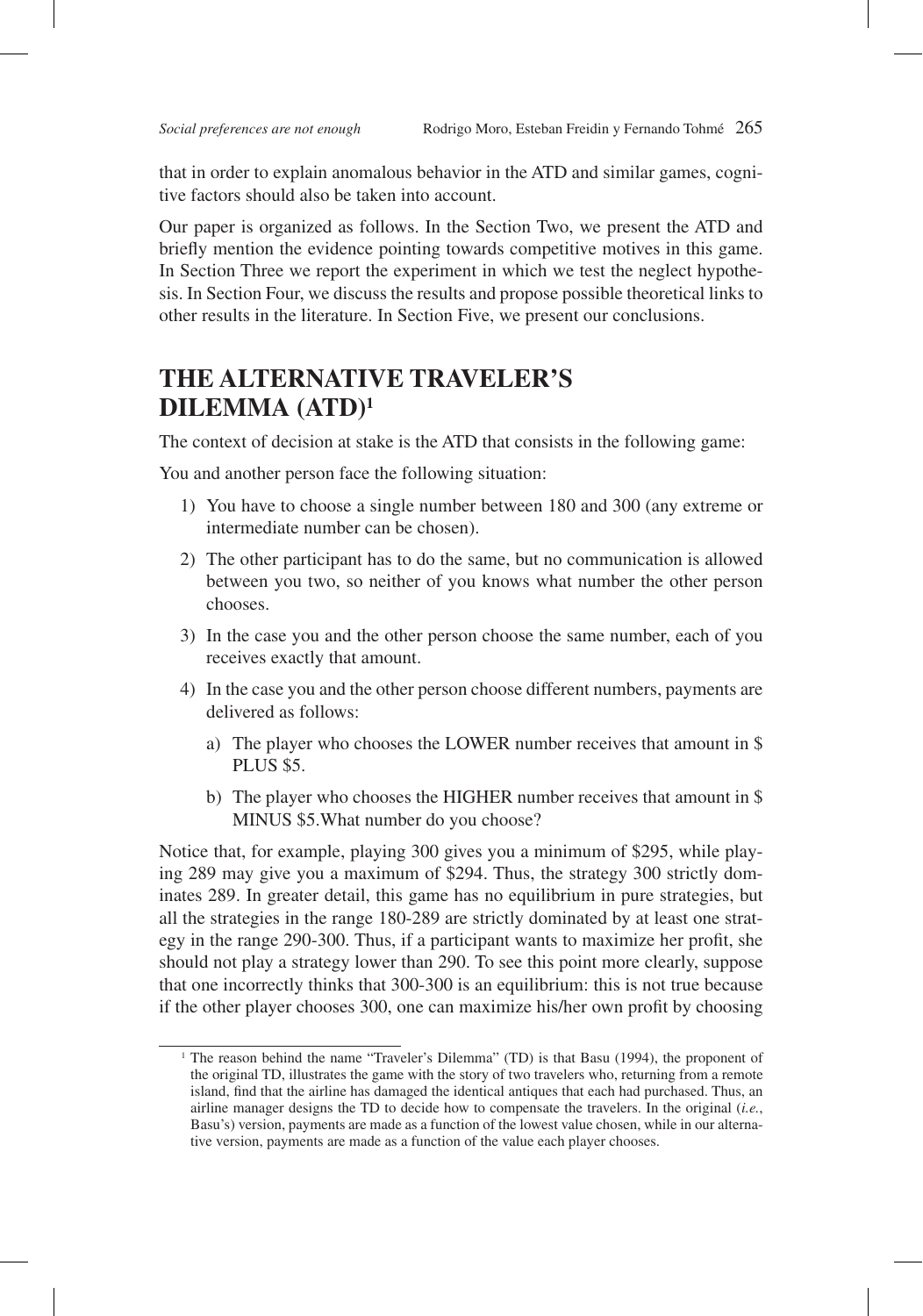that in order to explain anomalous behavior in the ATD and similar games, cognitive factors should also be taken into account.

Our paper is organized as follows. In the Section Two, we present the ATD and briefly mention the evidence pointing towards competitive motives in this game. In Section Three we report the experiment in which we test the neglect hypothesis. In Section Four, we discuss the results and propose possible theoretical links to other results in the literature. In Section Five, we present our conclusions.

## THE ALTERNATIVE TRAVELER'S DILEMMA (ATD)[1]

The context of decision at stake is the ATD that consists in the following game:

You and another person face the following situation:

1) You have to choose a single number between 180 and 300 (any extreme or intermediate number can be chosen).
2) The other participant has to do the same, but no communication is allowed between you two, so neither of you knows what number the other person chooses.
3) In the case you and the other person choose the same number, each of you receives exactly that amount.
4) In the case you and the other person choose different numbers, payments are delivered as follows:
    a) The player who chooses the LOWER number receives that amount in $ PLUS $5.
    b) The player who chooses the HIGHER number receives that amount in $ MINUS $5.What number do you choose?

Notice that, for example, playing 300 gives you a minimum of $295, while playing 289 may give you a maximum of $294. Thus, the strategy 300 strictly dominates 289. In greater detail, this game has no equilibrium in pure strategies, but all the strategies in the range 180-289 are strictly dominated by at least one strategy in the range 290-300. Thus, if a participant wants to maximize her profit, she should not play a strategy lower than 290. To see this point more clearly, suppose that one incorrectly thinks that 300-300 is an equilibrium: this is not true because if the other player chooses 300, one can maximize his/her own profit by choosing

[1] The reason behind the name "Traveler's Dilemma" (TD) is that Basu (1994), the proponent of the original TD, illustrates the game with the story of two travelers who, returning from a remote island, find that the airline has damaged the identical antiques that each had purchased. Thus, an airline manager designs the TD to decide how to compensate the travelers. In the original (*i.e.*, Basu's) version, payments are made as a function of the lowest value chosen, while in our alternative version, payments are made as a function of the value each player chooses.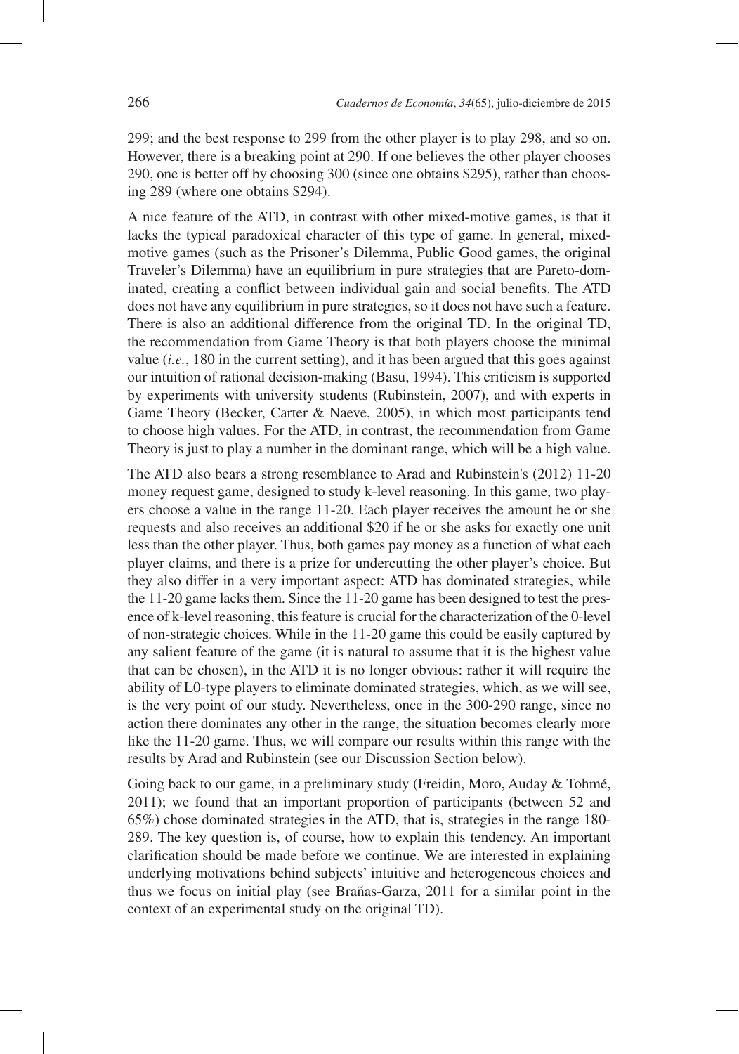299; and the best response to 299 from the other player is to play 298, and so on. However, there is a breaking point at 290. If one believes the other player chooses 290, one is better off by choosing 300 (since one obtains $295), rather than choosing 289 (where one obtains $294).

A nice feature of the ATD, in contrast with other mixed-motive games, is that it lacks the typical paradoxical character of this type of game. In general, mixed-motive games (such as the Prisoner's Dilemma, Public Good games, the original Traveler's Dilemma) have an equilibrium in pure strategies that are Pareto-dominated, creating a conflict between individual gain and social benefits. The ATD does not have any equilibrium in pure strategies, so it does not have such a feature. There is also an additional difference from the original TD. In the original TD, the recommendation from Game Theory is that both players choose the minimal value (*i.e.*, 180 in the current setting), and it has been argued that this goes against our intuition of rational decision-making (Basu, 1994). This criticism is supported by experiments with university students (Rubinstein, 2007), and with experts in Game Theory (Becker, Carter & Naeve, 2005), in which most participants tend to choose high values. For the ATD, in contrast, the recommendation from Game Theory is just to play a number in the dominant range, which will be a high value.

The ATD also bears a strong resemblance to Arad and Rubinstein's (2012) 11-20 money request game, designed to study k-level reasoning. In this game, two players choose a value in the range 11-20. Each player receives the amount he or she requests and also receives an additional $20 if he or she asks for exactly one unit less than the other player. Thus, both games pay money as a function of what each player claims, and there is a prize for undercutting the other player's choice. But they also differ in a very important aspect: ATD has dominated strategies, while the 11-20 game lacks them. Since the 11-20 game has been designed to test the presence of k-level reasoning, this feature is crucial for the characterization of the 0-level of non-strategic choices. While in the 11-20 game this could be easily captured by any salient feature of the game (it is natural to assume that it is the highest value that can be chosen), in the ATD it is no longer obvious: rather it will require the ability of L0-type players to eliminate dominated strategies, which, as we will see, is the very point of our study. Nevertheless, once in the 300-290 range, since no action there dominates any other in the range, the situation becomes clearly more like the 11-20 game. Thus, we will compare our results within this range with the results by Arad and Rubinstein (see our Discussion Section below).

Going back to our game, in a preliminary study (Freidin, Moro, Auday & Tohmé, 2011); we found that an important proportion of participants (between 52 and 65%) chose dominated strategies in the ATD, that is, strategies in the range 180-289. The key question is, of course, how to explain this tendency. An important clarification should be made before we continue. We are interested in explaining underlying motivations behind subjects' intuitive and heterogeneous choices and thus we focus on initial play (see Brañas-Garza, 2011 for a similar point in the context of an experimental study on the original TD).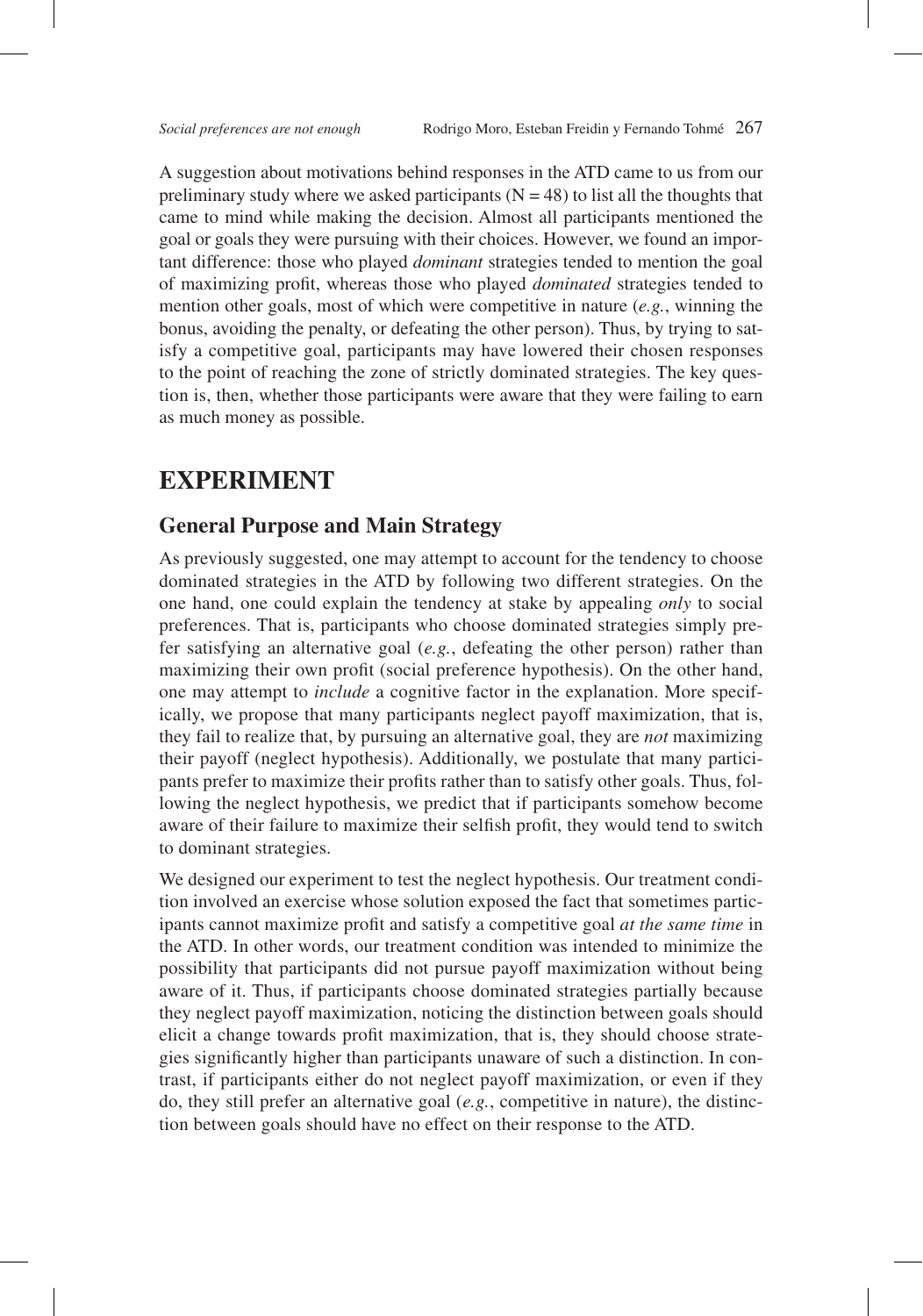A suggestion about motivations behind responses in the ATD came to us from our preliminary study where we asked participants ($N = 48$) to list all the thoughts that came to mind while making the decision. Almost all participants mentioned the goal or goals they were pursuing with their choices. However, we found an important difference: those who played *dominant* strategies tended to mention the goal of maximizing profit, whereas those who played *dominated* strategies tended to mention other goals, most of which were competitive in nature (*e.g.*, winning the bonus, avoiding the penalty, or defeating the other person). Thus, by trying to satisfy a competitive goal, participants may have lowered their chosen responses to the point of reaching the zone of strictly dominated strategies. The key question is, then, whether those participants were aware that they were failing to earn as much money as possible.

# EXPERIMENT

## General Purpose and Main Strategy

As previously suggested, one may attempt to account for the tendency to choose dominated strategies in the ATD by following two different strategies. On the one hand, one could explain the tendency at stake by appealing *only* to social preferences. That is, participants who choose dominated strategies simply prefer satisfying an alternative goal (*e.g.*, defeating the other person) rather than maximizing their own profit (social preference hypothesis). On the other hand, one may attempt to *include* a cognitive factor in the explanation. More specifically, we propose that many participants neglect payoff maximization, that is, they fail to realize that, by pursuing an alternative goal, they are *not* maximizing their payoff (neglect hypothesis). Additionally, we postulate that many participants prefer to maximize their profits rather than to satisfy other goals. Thus, following the neglect hypothesis, we predict that if participants somehow become aware of their failure to maximize their selfish profit, they would tend to switch to dominant strategies.

We designed our experiment to test the neglect hypothesis. Our treatment condition involved an exercise whose solution exposed the fact that sometimes participants cannot maximize profit and satisfy a competitive goal *at the same time* in the ATD. In other words, our treatment condition was intended to minimize the possibility that participants did not pursue payoff maximization without being aware of it. Thus, if participants choose dominated strategies partially because they neglect payoff maximization, noticing the distinction between goals should elicit a change towards profit maximization, that is, they should choose strategies significantly higher than participants unaware of such a distinction. In contrast, if participants either do not neglect payoff maximization, or even if they do, they still prefer an alternative goal (*e.g.*, competitive in nature), the distinction between goals should have no effect on their response to the ATD.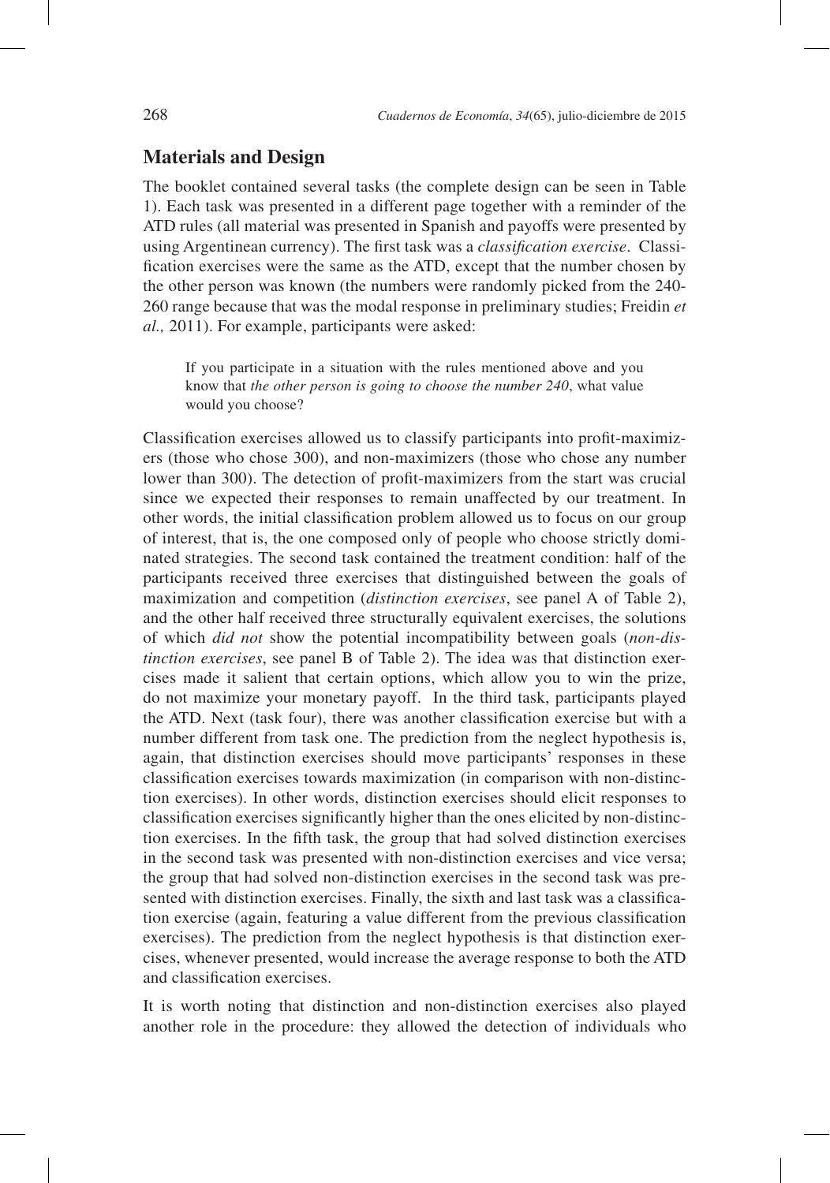## Materials and Design

The booklet contained several tasks (the complete design can be seen in Table 1). Each task was presented in a different page together with a reminder of the ATD rules (all material was presented in Spanish and payoffs were presented by using Argentinean currency). The first task was a *classification exercise*. Classification exercises were the same as the ATD, except that the number chosen by the other person was known (the numbers were randomly picked from the 240-260 range because that was the modal response in preliminary studies; Freidin *et al.,* 2011). For example, participants were asked:

> If you participate in a situation with the rules mentioned above and you know that *the other person is going to choose the number 240*, what value would you choose?

Classification exercises allowed us to classify participants into profit-maximizers (those who chose 300), and non-maximizers (those who chose any number lower than 300). The detection of profit-maximizers from the start was crucial since we expected their responses to remain unaffected by our treatment. In other words, the initial classification problem allowed us to focus on our group of interest, that is, the one composed only of people who choose strictly dominated strategies. The second task contained the treatment condition: half of the participants received three exercises that distinguished between the goals of maximization and competition (*distinction exercises*, see panel A of Table 2), and the other half received three structurally equivalent exercises, the solutions of which *did not* show the potential incompatibility between goals (*non-distinction exercises*, see panel B of Table 2). The idea was that distinction exercises made it salient that certain options, which allow you to win the prize, do not maximize your monetary payoff. In the third task, participants played the ATD. Next (task four), there was another classification exercise but with a number different from task one. The prediction from the neglect hypothesis is, again, that distinction exercises should move participants' responses in these classification exercises towards maximization (in comparison with non-distinction exercises). In other words, distinction exercises should elicit responses to classification exercises significantly higher than the ones elicited by non-distinction exercises. In the fifth task, the group that had solved distinction exercises in the second task was presented with non-distinction exercises and vice versa; the group that had solved non-distinction exercises in the second task was presented with distinction exercises. Finally, the sixth and last task was a classification exercise (again, featuring a value different from the previous classification exercises). The prediction from the neglect hypothesis is that distinction exercises, whenever presented, would increase the average response to both the ATD and classification exercises.

It is worth noting that distinction and non-distinction exercises also played another role in the procedure: they allowed the detection of individuals who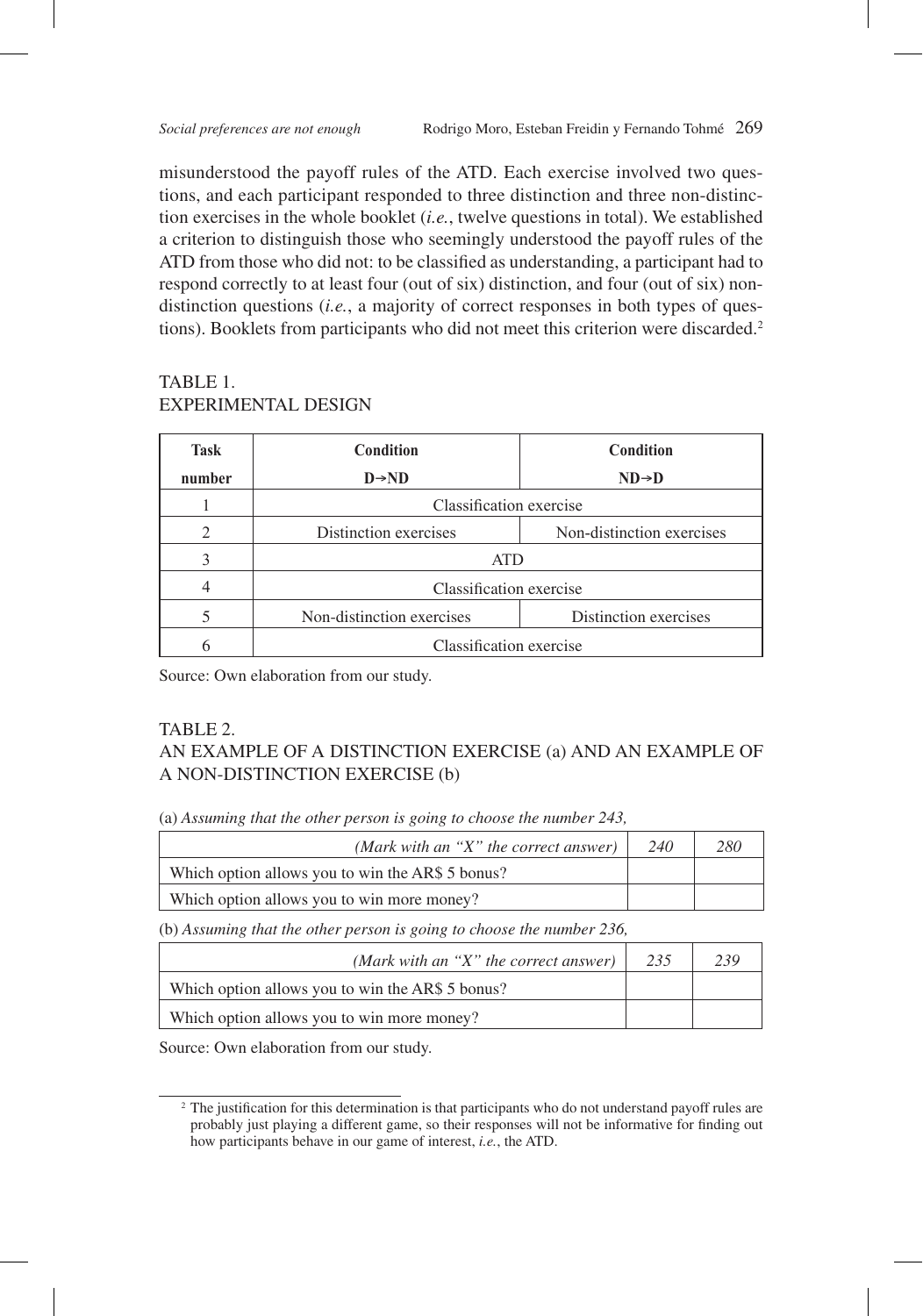misunderstood the payoff rules of the ATD. Each exercise involved two questions, and each participant responded to three distinction and three non-distinction exercises in the whole booklet (*i.e.*, twelve questions in total). We established a criterion to distinguish those who seemingly understood the payoff rules of the ATD from those who did not: to be classified as understanding, a participant had to respond correctly to at least four (out of six) distinction, and four (out of six) non-distinction questions (*i.e.*, a majority of correct responses in both types of questions). Booklets from participants who did not meet this criterion were discarded.[2]

TABLE 1.
EXPERIMENTAL DESIGN

| Task number | Condition D→ND | Condition ND→D |
|---|---|---|
| 1 | Classification exercise | |
| 2 | Distinction exercises | Non-distinction exercises |
| 3 | ATD | |
| 4 | Classification exercise | |
| 5 | Non-distinction exercises | Distinction exercises |
| 6 | Classification exercise | |

Source: Own elaboration from our study.

TABLE 2.
AN EXAMPLE OF A DISTINCTION EXERCISE (a) AND AN EXAMPLE OF A NON-DISTINCTION EXERCISE (b)

(a) *Assuming that the other person is going to choose the number 243,*

| *(Mark with an "X" the correct answer)* | *240* | *280* |
|---|---|---|
| Which option allows you to win the AR$ 5 bonus? | | |
| Which option allows you to win more money? | | |

(b) *Assuming that the other person is going to choose the number 236,*

| *(Mark with an "X" the correct answer)* | *235* | *239* |
|---|---|---|
| Which option allows you to win the AR$ 5 bonus? | | |
| Which option allows you to win more money? | | |

Source: Own elaboration from our study.

[2] The justification for this determination is that participants who do not understand payoff rules are probably just playing a different game, so their responses will not be informative for finding out how participants behave in our game of interest, *i.e.*, the ATD.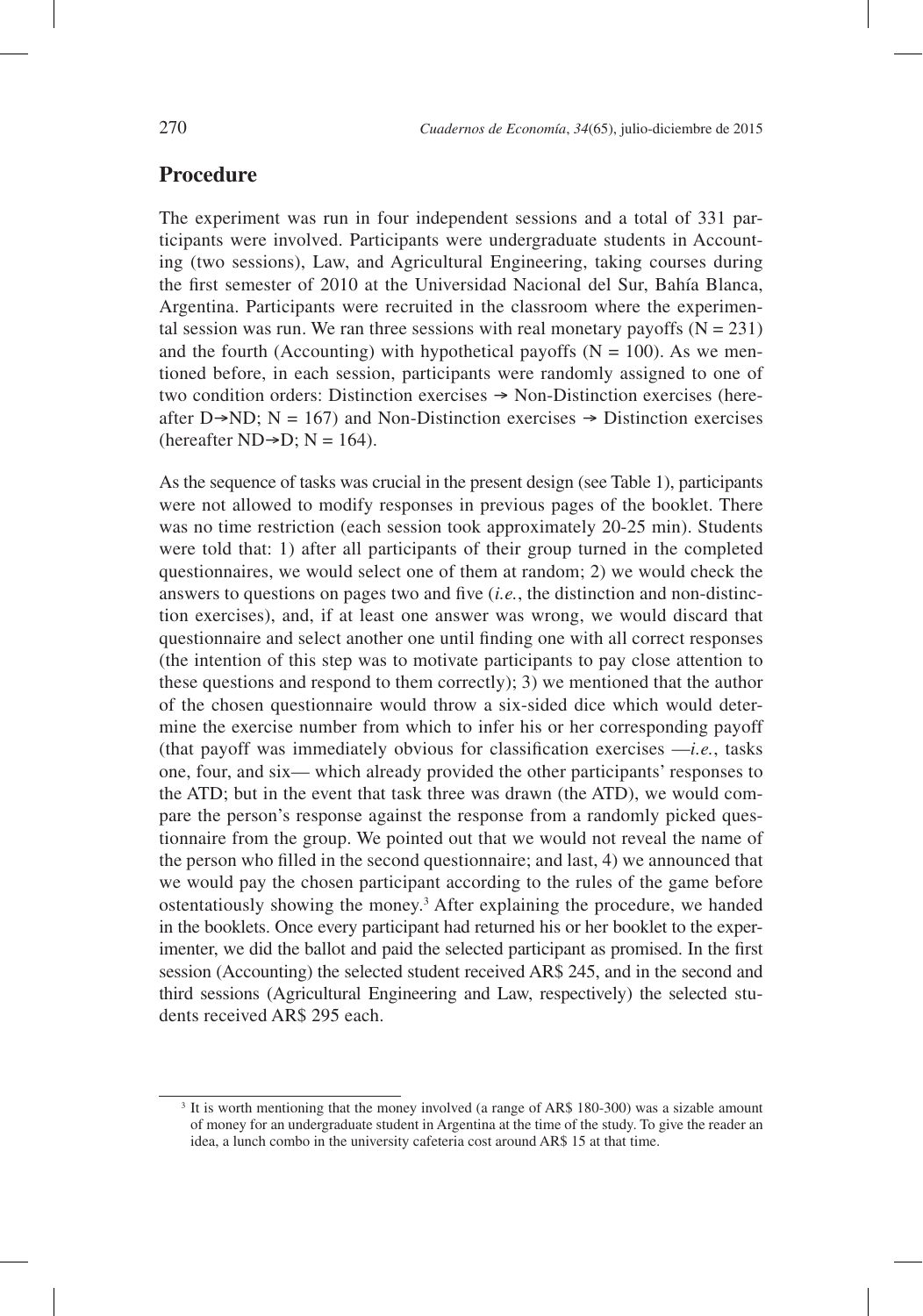## Procedure

The experiment was run in four independent sessions and a total of 331 participants were involved. Participants were undergraduate students in Accounting (two sessions), Law, and Agricultural Engineering, taking courses during the first semester of 2010 at the Universidad Nacional del Sur, Bahía Blanca, Argentina. Participants were recruited in the classroom where the experimental session was run. We ran three sessions with real monetary payoffs (N = 231) and the fourth (Accounting) with hypothetical payoffs (N = 100). As we mentioned before, in each session, participants were randomly assigned to one of two condition orders: Distinction exercises → Non-Distinction exercises (hereafter D→ND; N = 167) and Non-Distinction exercises → Distinction exercises (hereafter ND→D; N = 164).

As the sequence of tasks was crucial in the present design (see Table 1), participants were not allowed to modify responses in previous pages of the booklet. There was no time restriction (each session took approximately 20-25 min). Students were told that: 1) after all participants of their group turned in the completed questionnaires, we would select one of them at random; 2) we would check the answers to questions on pages two and five (*i.e.*, the distinction and non-distinction exercises), and, if at least one answer was wrong, we would discard that questionnaire and select another one until finding one with all correct responses (the intention of this step was to motivate participants to pay close attention to these questions and respond to them correctly); 3) we mentioned that the author of the chosen questionnaire would throw a six-sided dice which would determine the exercise number from which to infer his or her corresponding payoff (that payoff was immediately obvious for classification exercises —*i.e.*, tasks one, four, and six— which already provided the other participants' responses to the ATD; but in the event that task three was drawn (the ATD), we would compare the person's response against the response from a randomly picked questionnaire from the group. We pointed out that we would not reveal the name of the person who filled in the second questionnaire; and last, 4) we announced that we would pay the chosen participant according to the rules of the game before ostentatiously showing the money.[3] After explaining the procedure, we handed in the booklets. Once every participant had returned his or her booklet to the experimenter, we did the ballot and paid the selected participant as promised. In the first session (Accounting) the selected student received AR$ 245, and in the second and third sessions (Agricultural Engineering and Law, respectively) the selected students received AR$ 295 each.

[3] It is worth mentioning that the money involved (a range of AR$ 180-300) was a sizable amount of money for an undergraduate student in Argentina at the time of the study. To give the reader an idea, a lunch combo in the university cafeteria cost around AR$ 15 at that time.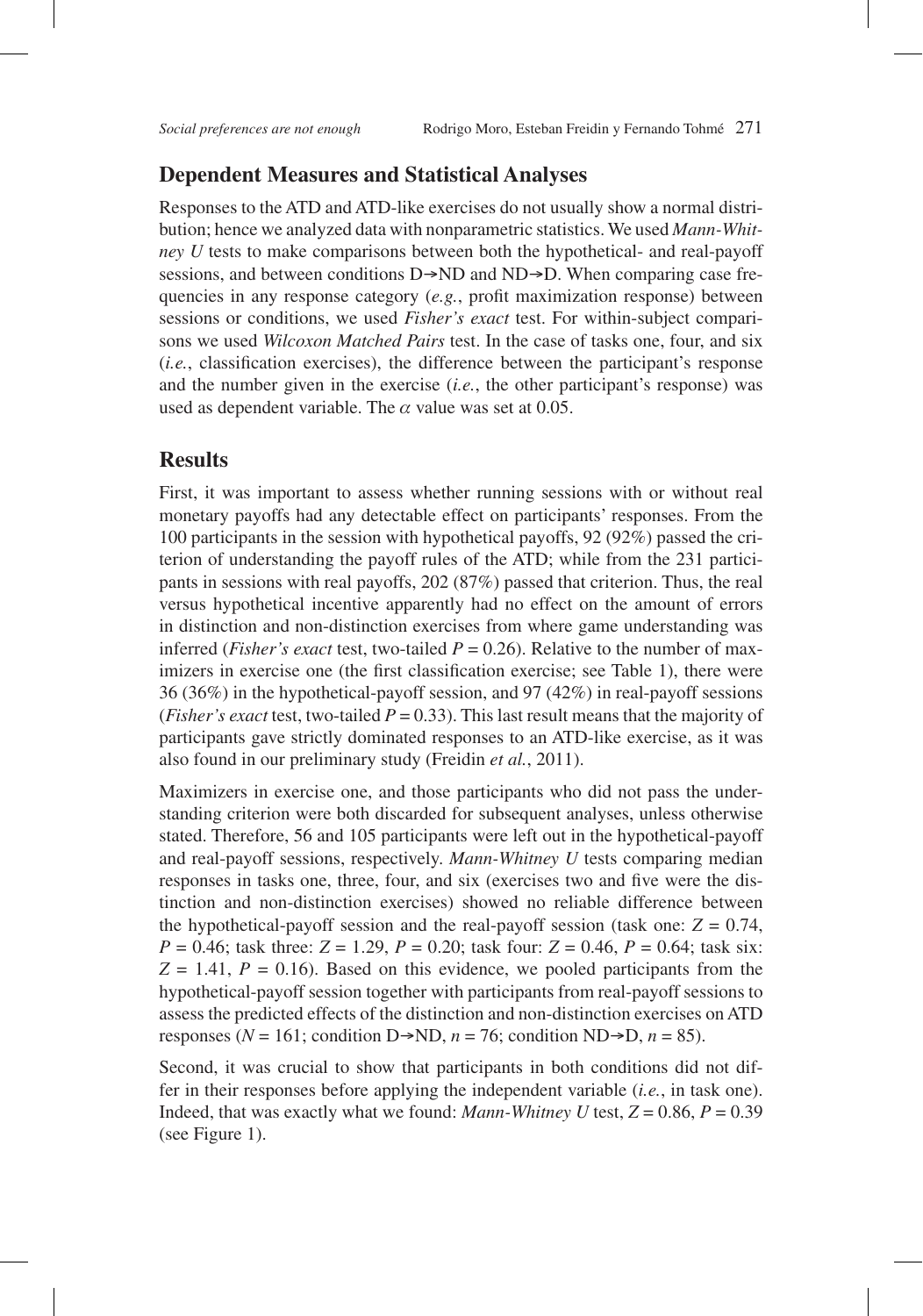## Dependent Measures and Statistical Analyses

Responses to the ATD and ATD-like exercises do not usually show a normal distribution; hence we analyzed data with nonparametric statistics. We used *Mann-Whitney U* tests to make comparisons between both the hypothetical- and real-payoff sessions, and between conditions D→ND and ND→D. When comparing case frequencies in any response category (*e.g.*, profit maximization response) between sessions or conditions, we used *Fisher's exact* test. For within-subject comparisons we used *Wilcoxon Matched Pairs* test. In the case of tasks one, four, and six (*i.e.*, classification exercises), the difference between the participant's response and the number given in the exercise (*i.e.*, the other participant's response) was used as dependent variable. The $\alpha$ value was set at 0.05.

## Results

First, it was important to assess whether running sessions with or without real monetary payoffs had any detectable effect on participants' responses. From the 100 participants in the session with hypothetical payoffs, 92 (92%) passed the criterion of understanding the payoff rules of the ATD; while from the 231 participants in sessions with real payoffs, 202 (87%) passed that criterion. Thus, the real versus hypothetical incentive apparently had no effect on the amount of errors in distinction and non-distinction exercises from where game understanding was inferred (*Fisher's exact* test, two-tailed $P = 0.26$). Relative to the number of maximizers in exercise one (the first classification exercise; see Table 1), there were 36 (36%) in the hypothetical-payoff session, and 97 (42%) in real-payoff sessions (*Fisher's exact* test, two-tailed $P = 0.33$). This last result means that the majority of participants gave strictly dominated responses to an ATD-like exercise, as it was also found in our preliminary study (Freidin *et al.*, 2011).

Maximizers in exercise one, and those participants who did not pass the understanding criterion were both discarded for subsequent analyses, unless otherwise stated. Therefore, 56 and 105 participants were left out in the hypothetical-payoff and real-payoff sessions, respectively. *Mann-Whitney U* tests comparing median responses in tasks one, three, four, and six (exercises two and five were the distinction and non-distinction exercises) showed no reliable difference between the hypothetical-payoff session and the real-payoff session (task one: $Z = 0.74$, $P = 0.46$; task three: $Z = 1.29$, $P = 0.20$; task four: $Z = 0.46$, $P = 0.64$; task six: $Z = 1.41$, $P = 0.16$). Based on this evidence, we pooled participants from the hypothetical-payoff session together with participants from real-payoff sessions to assess the predicted effects of the distinction and non-distinction exercises on ATD responses ($N = 161$; condition D→ND, $n = 76$; condition ND→D, $n = 85$).

Second, it was crucial to show that participants in both conditions did not differ in their responses before applying the independent variable (*i.e.*, in task one). Indeed, that was exactly what we found: *Mann-Whitney U* test, $Z = 0.86$, $P = 0.39$ (see Figure 1).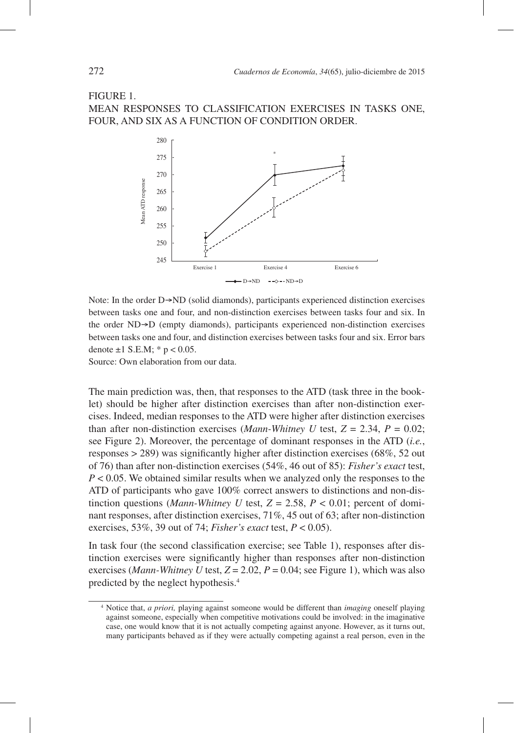FIGURE 1.
MEAN RESPONSES TO CLASSIFICATION EXERCISES IN TASKS ONE, FOUR, AND SIX AS A FUNCTION OF CONDITION ORDER.

Note: In the order D→ND (solid diamonds), participants experienced distinction exercises between tasks one and four, and non-distinction exercises between tasks four and six. In the order ND→D (empty diamonds), participants experienced non-distinction exercises between tasks one and four, and distinction exercises between tasks four and six. Error bars denote ±1 S.E.M; * $p < 0.05$.

Source: Own elaboration from our data.

The main prediction was, then, that responses to the ATD (task three in the booklet) should be higher after distinction exercises than after non-distinction exercises. Indeed, median responses to the ATD were higher after distinction exercises than after non-distinction exercises (*Mann-Whitney U* test, $Z = 2.34$, $P = 0.02$; see Figure 2). Moreover, the percentage of dominant responses in the ATD (*i.e.*, responses > 289) was significantly higher after distinction exercises (68%, 52 out of 76) than after non-distinction exercises (54%, 46 out of 85): *Fisher's exact* test, $P < 0.05$. We obtained similar results when we analyzed only the responses to the ATD of participants who gave 100% correct answers to distinctions and non-distinction questions (*Mann-Whitney U* test, $Z = 2.58$, $P < 0.01$; percent of dominant responses, after distinction exercises, 71%, 45 out of 63; after non-distinction exercises, 53%, 39 out of 74; *Fisher's exact* test, $P < 0.05$).

In task four (the second classification exercise; see Table 1), responses after distinction exercises were significantly higher than responses after non-distinction exercises (*Mann-Whitney U* test, $Z = 2.02$, $P = 0.04$; see Figure 1), which was also predicted by the neglect hypothesis.[4]

[4] Notice that, *a priori,* playing against someone would be different than *imaging* oneself playing against someone, especially when competitive motivations could be involved: in the imaginative case, one would know that it is not actually competing against anyone. However, as it turns out, many participants behaved as if they were actually competing against a real person, even in the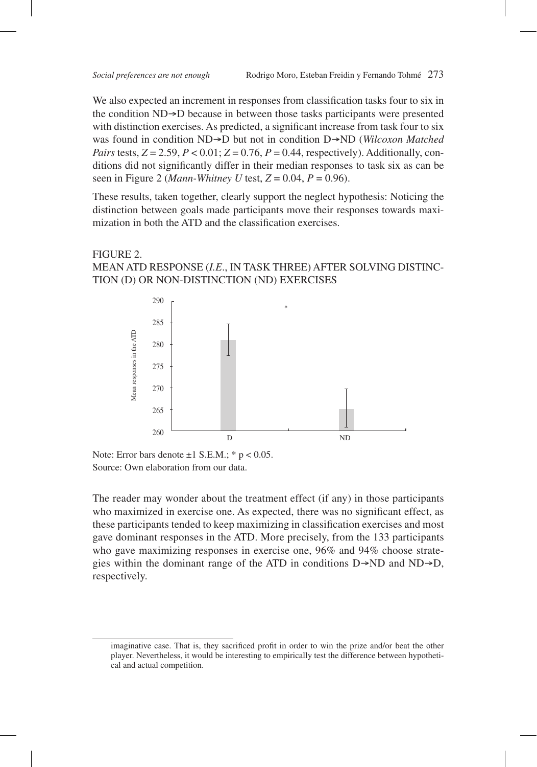We also expected an increment in responses from classification tasks four to six in the condition ND→D because in between those tasks participants were presented with distinction exercises. As predicted, a significant increase from task four to six was found in condition ND→D but not in condition D→ND (*Wilcoxon Matched Pairs* tests, $Z = 2.59$, $P < 0.01$; $Z = 0.76$, $P = 0.44$, respectively). Additionally, conditions did not significantly differ in their median responses to task six as can be seen in Figure 2 (*Mann-Whitney U* test, $Z = 0.04$, $P = 0.96$).

These results, taken together, clearly support the neglect hypothesis: Noticing the distinction between goals made participants move their responses towards maximization in both the ATD and the classification exercises.

FIGURE 2.
MEAN ATD RESPONSE (*I.E.*, IN TASK THREE) AFTER SOLVING DISTINCTION (D) OR NON-DISTINCTION (ND) EXERCISES

Note: Error bars denote ±1 S.E.M.; * $p < 0.05$.
Source: Own elaboration from our data.

The reader may wonder about the treatment effect (if any) in those participants who maximized in exercise one. As expected, there was no significant effect, as these participants tended to keep maximizing in classification exercises and most gave dominant responses in the ATD. More precisely, from the 133 participants who gave maximizing responses in exercise one, 96% and 94% choose strategies within the dominant range of the ATD in conditions D→ND and ND→D, respectively.

---

imaginative case. That is, they sacrificed profit in order to win the prize and/or beat the other player. Nevertheless, it would be interesting to empirically test the difference between hypothetical and actual competition.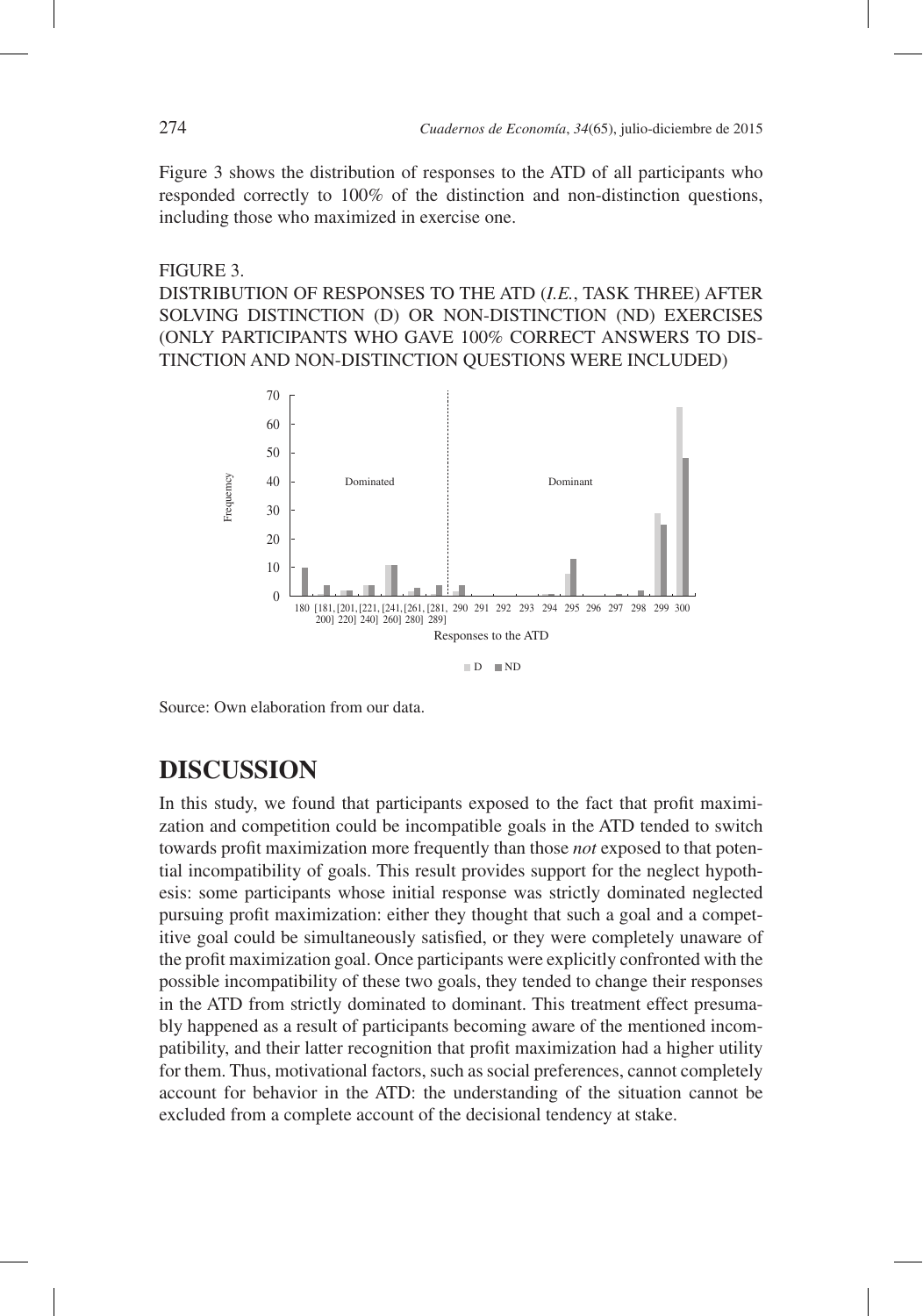Figure 3 shows the distribution of responses to the ATD of all participants who responded correctly to 100% of the distinction and non-distinction questions, including those who maximized in exercise one.

FIGURE 3.
DISTRIBUTION OF RESPONSES TO THE ATD (*I.E.*, TASK THREE) AFTER SOLVING DISTINCTION (D) OR NON-DISTINCTION (ND) EXERCISES (ONLY PARTICIPANTS WHO GAVE 100% CORRECT ANSWERS TO DISTINCTION AND NON-DISTINCTION QUESTIONS WERE INCLUDED)

Source: Own elaboration from our data.

# DISCUSSION

In this study, we found that participants exposed to the fact that profit maximization and competition could be incompatible goals in the ATD tended to switch towards profit maximization more frequently than those *not* exposed to that potential incompatibility of goals. This result provides support for the neglect hypothesis: some participants whose initial response was strictly dominated neglected pursuing profit maximization: either they thought that such a goal and a competitive goal could be simultaneously satisfied, or they were completely unaware of the profit maximization goal. Once participants were explicitly confronted with the possible incompatibility of these two goals, they tended to change their responses in the ATD from strictly dominated to dominant. This treatment effect presumably happened as a result of participants becoming aware of the mentioned incompatibility, and their latter recognition that profit maximization had a higher utility for them. Thus, motivational factors, such as social preferences, cannot completely account for behavior in the ATD: the understanding of the situation cannot be excluded from a complete account of the decisional tendency at stake.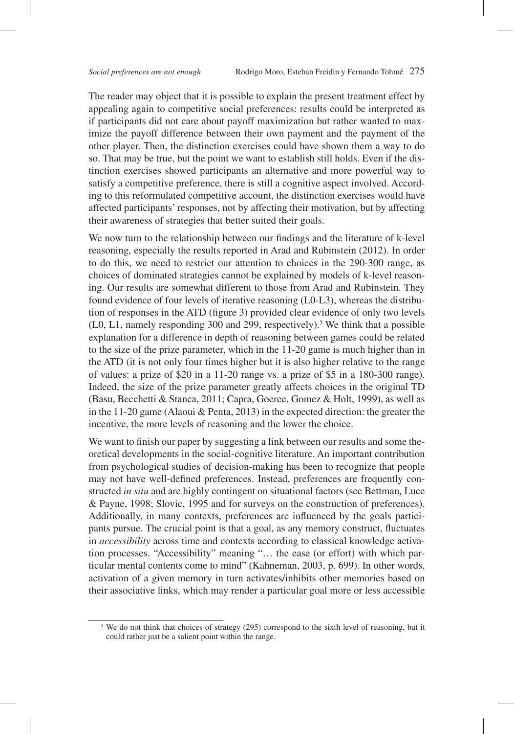The reader may object that it is possible to explain the present treatment effect by appealing again to competitive social preferences: results could be interpreted as if participants did not care about payoff maximization but rather wanted to maximize the payoff difference between their own payment and the payment of the other player. Then, the distinction exercises could have shown them a way to do so. That may be true, but the point we want to establish still holds. Even if the distinction exercises showed participants an alternative and more powerful way to satisfy a competitive preference, there is still a cognitive aspect involved. According to this reformulated competitive account, the distinction exercises would have affected participants' responses, not by affecting their motivation, but by affecting their awareness of strategies that better suited their goals.

We now turn to the relationship between our findings and the literature of k-level reasoning, especially the results reported in Arad and Rubinstein (2012). In order to do this, we need to restrict our attention to choices in the 290-300 range, as choices of dominated strategies cannot be explained by models of k-level reasoning. Our results are somewhat different to those from Arad and Rubinstein. They found evidence of four levels of iterative reasoning (L0-L3), whereas the distribution of responses in the ATD (figure 3) provided clear evidence of only two levels (L0, L1, namely responding 300 and 299, respectively).[5] We think that a possible explanation for a difference in depth of reasoning between games could be related to the size of the prize parameter, which in the 11-20 game is much higher than in the ATD (it is not only four times higher but it is also higher relative to the range of values: a prize of \$20 in a 11-20 range vs. a prize of \$5 in a 180-300 range). Indeed, the size of the prize parameter greatly affects choices in the original TD (Basu, Becchetti & Stanca, 2011; Capra, Goeree, Gomez & Holt, 1999), as well as in the 11-20 game (Alaoui & Penta, 2013) in the expected direction: the greater the incentive, the more levels of reasoning and the lower the choice.

We want to finish our paper by suggesting a link between our results and some theoretical developments in the social-cognitive literature. An important contribution from psychological studies of decision-making has been to recognize that people may not have well-defined preferences. Instead, preferences are frequently constructed *in situ* and are highly contingent on situational factors (see Bettman*,* Luce & Payne, 1998; Slovic, 1995 and for surveys on the construction of preferences). Additionally, in many contexts, preferences are influenced by the goals participants pursue. The crucial point is that a goal, as any memory construct, fluctuates in *accessibility* across time and contexts according to classical knowledge activation processes. "Accessibility" meaning "… the ease (or effort) with which particular mental contents come to mind" (Kahneman, 2003, p. 699). In other words, activation of a given memory in turn activates/inhibits other memories based on their associative links, which may render a particular goal more or less accessible

[5] We do not think that choices of strategy (295) correspond to the sixth level of reasoning, but it could rather just be a salient point within the range.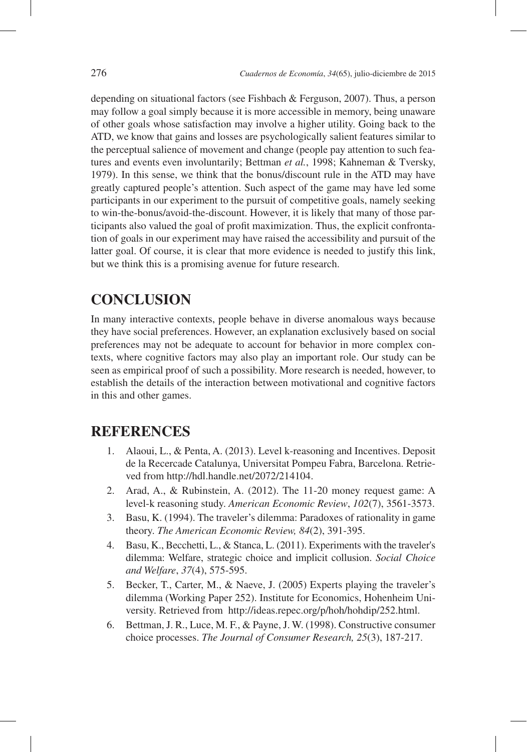depending on situational factors (see Fishbach & Ferguson, 2007). Thus, a person may follow a goal simply because it is more accessible in memory, being unaware of other goals whose satisfaction may involve a higher utility. Going back to the ATD, we know that gains and losses are psychologically salient features similar to the perceptual salience of movement and change (people pay attention to such features and events even involuntarily; Bettman *et al.*, 1998; Kahneman & Tversky, 1979). In this sense, we think that the bonus/discount rule in the ATD may have greatly captured people's attention. Such aspect of the game may have led some participants in our experiment to the pursuit of competitive goals, namely seeking to win-the-bonus/avoid-the-discount. However, it is likely that many of those participants also valued the goal of profit maximization. Thus, the explicit confrontation of goals in our experiment may have raised the accessibility and pursuit of the latter goal. Of course, it is clear that more evidence is needed to justify this link, but we think this is a promising avenue for future research.

# CONCLUSION

In many interactive contexts, people behave in diverse anomalous ways because they have social preferences. However, an explanation exclusively based on social preferences may not be adequate to account for behavior in more complex contexts, where cognitive factors may also play an important role. Our study can be seen as empirical proof of such a possibility. More research is needed, however, to establish the details of the interaction between motivational and cognitive factors in this and other games.

# REFERENCES

1. Alaoui, L., & Penta, A. (2013). Level k-reasoning and Incentives. Deposit de la Recercade Catalunya, Universitat Pompeu Fabra, Barcelona. Retrieved from http://hdl.handle.net/2072/214104.
2. Arad, A., & Rubinstein, A. (2012). The 11-20 money request game: A level-k reasoning study. *American Economic Review*, *102*(7), 3561-3573.
3. Basu, K. (1994). The traveler's dilemma: Paradoxes of rationality in game theory. *The American Economic Review, 84*(2), 391-395.
4. Basu, K., Becchetti, L., & Stanca, L. (2011). Experiments with the traveler's dilemma: Welfare, strategic choice and implicit collusion. *Social Choice and Welfare*, *37*(4), 575-595.
5. Becker, T., Carter, M., & Naeve, J. (2005) Experts playing the traveler's dilemma (Working Paper 252). Institute for Economics, Hohenheim University. Retrieved from http://ideas.repec.org/p/hoh/hohdip/252.html.
6. Bettman, J. R., Luce, M. F., & Payne, J. W. (1998). Constructive consumer choice processes. *The Journal of Consumer Research, 25*(3), 187-217.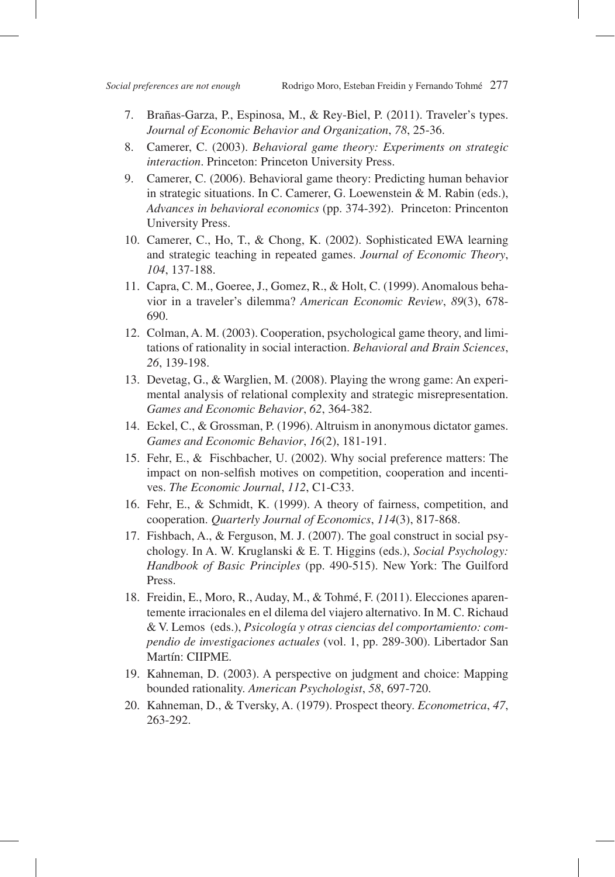7. Brañas-Garza, P., Espinosa, M., & Rey-Biel, P. (2011). Traveler's types. *Journal of Economic Behavior and Organization*, *78*, 25-36.
8. Camerer, C. (2003). *Behavioral game theory: Experiments on strategic interaction*. Princeton: Princeton University Press.
9. Camerer, C. (2006). Behavioral game theory: Predicting human behavior in strategic situations. In C. Camerer, G. Loewenstein & M. Rabin (eds.), *Advances in behavioral economics* (pp. 374-392). Princeton: Princenton University Press.
10. Camerer, C., Ho, T., & Chong, K. (2002). Sophisticated EWA learning and strategic teaching in repeated games. *Journal of Economic Theory*, *104*, 137-188.
11. Capra, C. M., Goeree, J., Gomez, R., & Holt, C. (1999). Anomalous behavior in a traveler's dilemma? *American Economic Review*, *89*(3), 678-690.
12. Colman, A. M. (2003). Cooperation, psychological game theory, and limitations of rationality in social interaction. *Behavioral and Brain Sciences*, *26*, 139-198.
13. Devetag, G., & Warglien, M. (2008). Playing the wrong game: An experimental analysis of relational complexity and strategic misrepresentation. *Games and Economic Behavior*, *62*, 364-382.
14. Eckel, C., & Grossman, P. (1996). Altruism in anonymous dictator games. *Games and Economic Behavior*, *16*(2), 181-191.
15. Fehr, E., & Fischbacher, U. (2002). Why social preference matters: The impact on non-selfish motives on competition, cooperation and incentives. *The Economic Journal*, *112*, C1-C33.
16. Fehr, E., & Schmidt, K. (1999). A theory of fairness, competition, and cooperation. *Quarterly Journal of Economics*, *114*(3), 817-868.
17. Fishbach, A., & Ferguson, M. J. (2007). The goal construct in social psychology. In A. W. Kruglanski & E. T. Higgins (eds.), *Social Psychology: Handbook of Basic Principles* (pp. 490-515). New York: The Guilford Press.
18. Freidin, E., Moro, R., Auday, M., & Tohmé, F. (2011). Elecciones aparentemente irracionales en el dilema del viajero alternativo. In M. C. Richaud & V. Lemos (eds.), *Psicología y otras ciencias del comportamiento: compendio de investigaciones actuales* (vol. 1, pp. 289-300). Libertador San Martín: CIIPME.
19. Kahneman, D. (2003). A perspective on judgment and choice: Mapping bounded rationality. *American Psychologist*, *58*, 697-720.
20. Kahneman, D., & Tversky, A. (1979). Prospect theory. *Econometrica*, *47*, 263-292.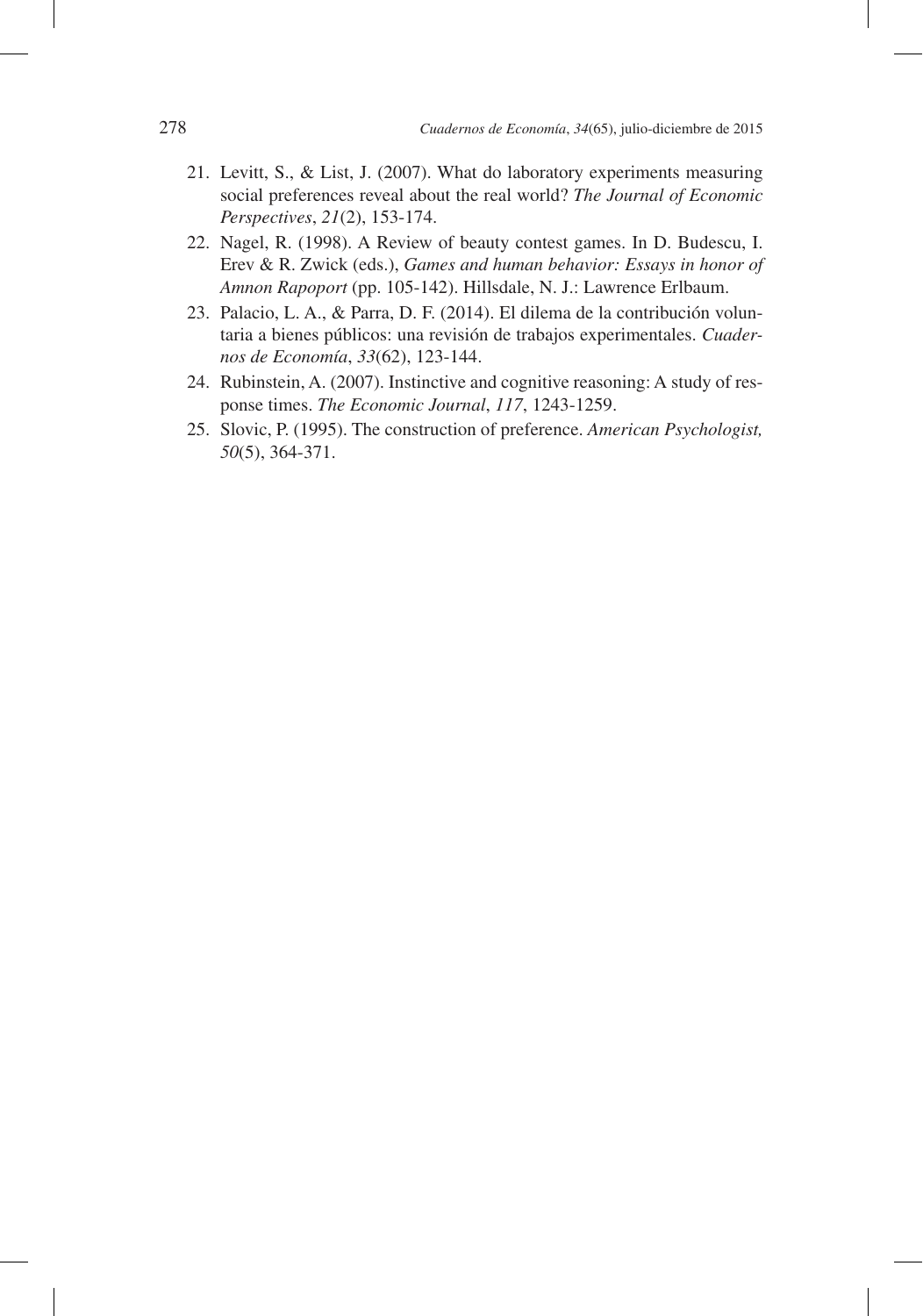21. Levitt, S., & List, J. (2007). What do laboratory experiments measuring social preferences reveal about the real world? *The Journal of Economic Perspectives*, *21*(2), 153-174.
22. Nagel, R. (1998). A Review of beauty contest games. In D. Budescu, I. Erev & R. Zwick (eds.), *Games and human behavior: Essays in honor of Amnon Rapoport* (pp. 105-142). Hillsdale, N. J.: Lawrence Erlbaum.
23. Palacio, L. A., & Parra, D. F. (2014). El dilema de la contribución voluntaria a bienes públicos: una revisión de trabajos experimentales. *Cuadernos de Economía*, *33*(62), 123-144.
24. Rubinstein, A. (2007). Instinctive and cognitive reasoning: A study of response times. *The Economic Journal*, *117*, 1243-1259.
25. Slovic, P. (1995). The construction of preference. *American Psychologist, 50*(5), 364-371.